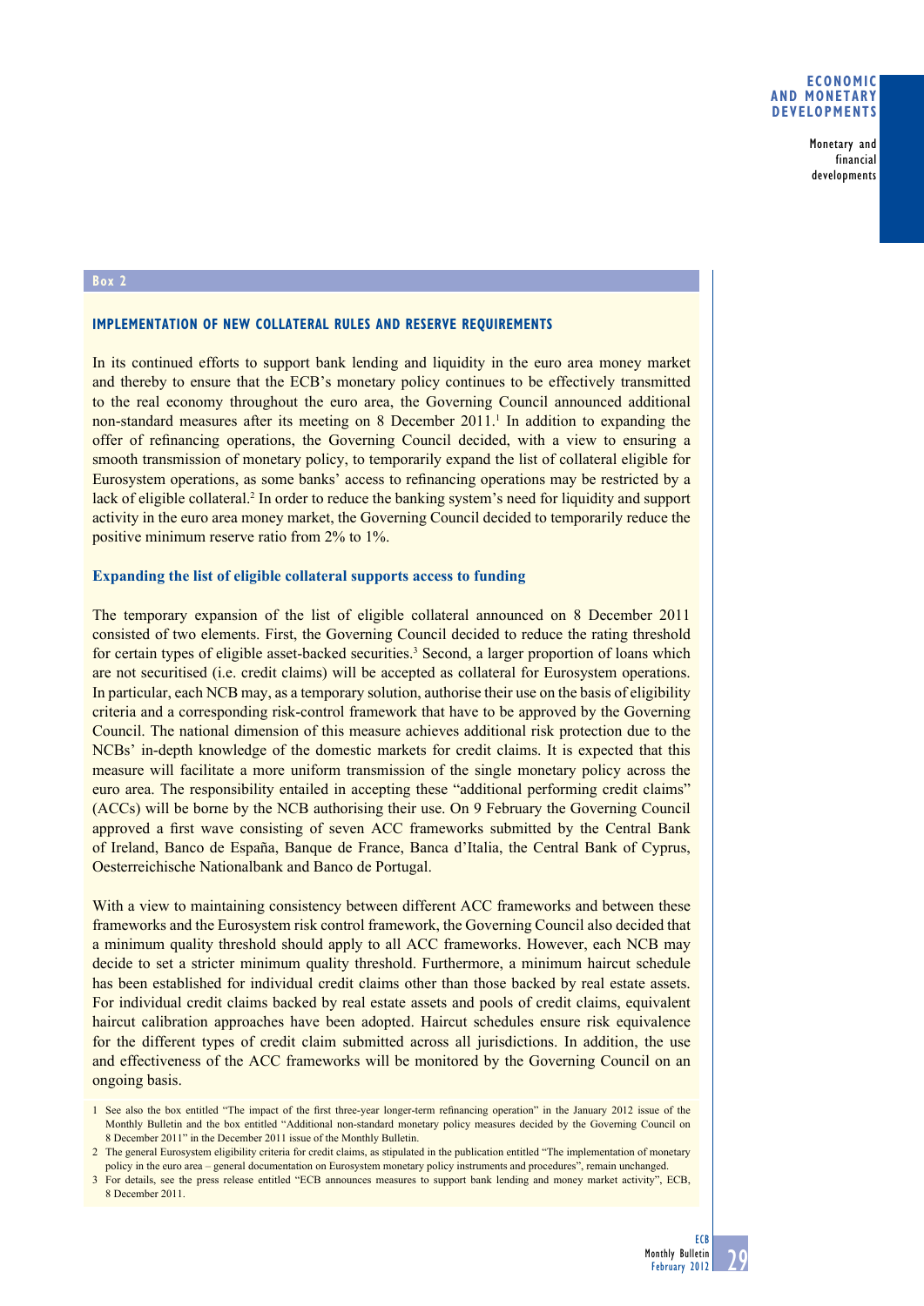## Box 2

### IMPLEMENTATION OF NEW COLLATERAL RULES AND RESERVE REQUIREMENTS

In its continued efforts to support bank lending and liquidity in the euro area money market and thereby to ensure that the ECB's monetary policy continues to be effectively transmitted to the real economy throughout the euro area, the Governing Council announced additional non-standard measures after its meeting on 8 December 2011.[1] In addition to expanding the offer of refinancing operations, the Governing Council decided, with a view to ensuring a smooth transmission of monetary policy, to temporarily expand the list of collateral eligible for Eurosystem operations, as some banks' access to refinancing operations may be restricted by a lack of eligible collateral.[2] In order to reduce the banking system's need for liquidity and support activity in the euro area money market, the Governing Council decided to temporarily reduce the positive minimum reserve ratio from 2% to 1%.

#### Expanding the list of eligible collateral supports access to funding

The temporary expansion of the list of eligible collateral announced on 8 December 2011 consisted of two elements. First, the Governing Council decided to reduce the rating threshold for certain types of eligible asset-backed securities.[3] Second, a larger proportion of loans which are not securitised (i.e. credit claims) will be accepted as collateral for Eurosystem operations. In particular, each NCB may, as a temporary solution, authorise their use on the basis of eligibility criteria and a corresponding risk-control framework that have to be approved by the Governing Council. The national dimension of this measure achieves additional risk protection due to the NCBs' in-depth knowledge of the domestic markets for credit claims. It is expected that this measure will facilitate a more uniform transmission of the single monetary policy across the euro area. The responsibility entailed in accepting these "additional performing credit claims" (ACCs) will be borne by the NCB authorising their use. On 9 February the Governing Council approved a first wave consisting of seven ACC frameworks submitted by the Central Bank of Ireland, Banco de España, Banque de France, Banca d'Italia, the Central Bank of Cyprus, Oesterreichische Nationalbank and Banco de Portugal.

With a view to maintaining consistency between different ACC frameworks and between these frameworks and the Eurosystem risk control framework, the Governing Council also decided that a minimum quality threshold should apply to all ACC frameworks. However, each NCB may decide to set a stricter minimum quality threshold. Furthermore, a minimum haircut schedule has been established for individual credit claims other than those backed by real estate assets. For individual credit claims backed by real estate assets and pools of credit claims, equivalent haircut calibration approaches have been adopted. Haircut schedules ensure risk equivalence for the different types of credit claim submitted across all jurisdictions. In addition, the use and effectiveness of the ACC frameworks will be monitored by the Governing Council on an ongoing basis.

1 See also the box entitled "The impact of the first three-year longer-term refinancing operation" in the January 2012 issue of the Monthly Bulletin and the box entitled "Additional non-standard monetary policy measures decided by the Governing Council on 8 December 2011" in the December 2011 issue of the Monthly Bulletin.

2 The general Eurosystem eligibility criteria for credit claims, as stipulated in the publication entitled "The implementation of monetary policy in the euro area – general documentation on Eurosystem monetary policy instruments and procedures", remain unchanged.

3 For details, see the press release entitled "ECB announces measures to support bank lending and money market activity", ECB, 8 December 2011.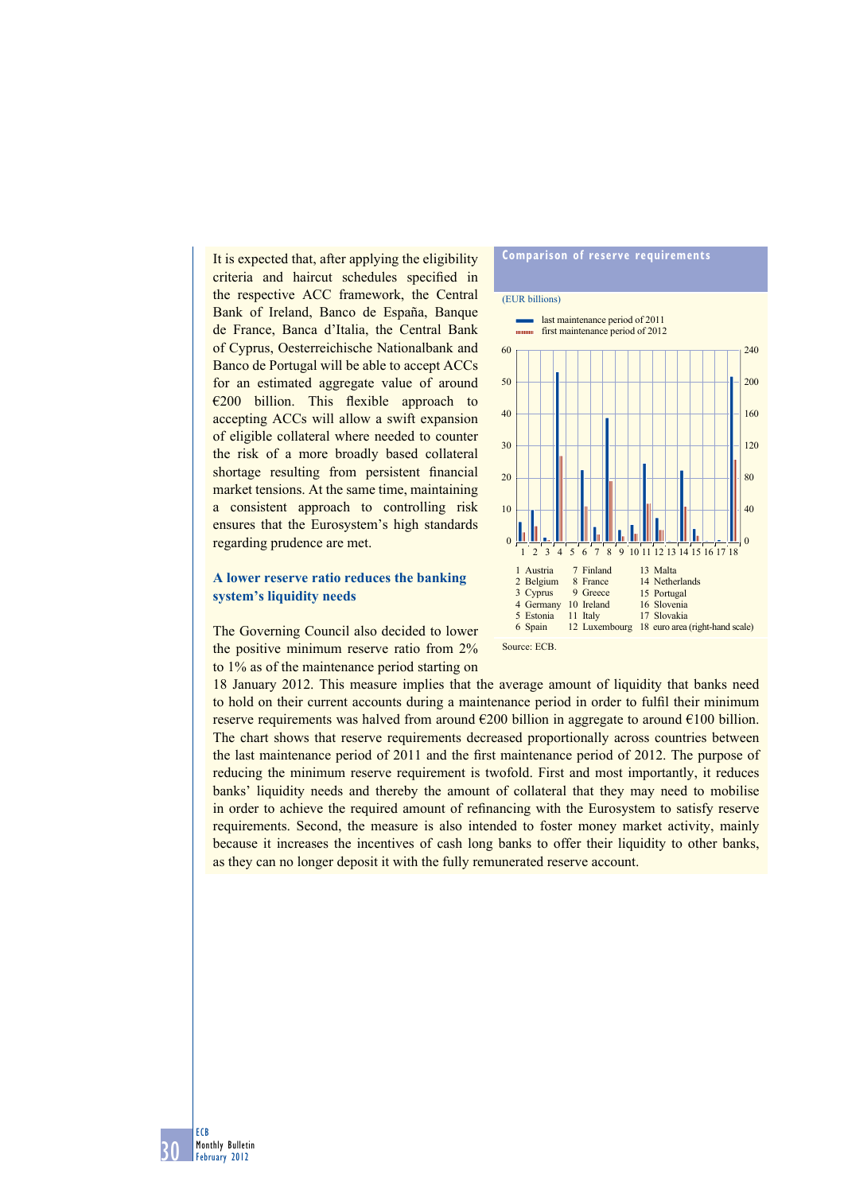It is expected that, after applying the eligibility criteria and haircut schedules specified in the respective ACC framework, the Central Bank of Ireland, Banco de España, Banque de France, Banca d'Italia, the Central Bank of Cyprus, Oesterreichische Nationalbank and Banco de Portugal will be able to accept ACCs for an estimated aggregate value of around €200 billion. This flexible approach to accepting ACCs will allow a swift expansion of eligible collateral where needed to counter the risk of a more broadly based collateral shortage resulting from persistent financial market tensions. At the same time, maintaining a consistent approach to controlling risk ensures that the Eurosystem's high standards regarding prudence are met.

**Comparison of reserve requirements**

(EUR billions)

last maintenance period of 2011
first maintenance period of 2012

60 50 40 30 20 10 0
240 200 160 120 80 40 0

1 2 3 4 5 6 7 8 9 10 11 12 13 14 15 16 17 18

1 Austria
2 Belgium
3 Cyprus
4 Germany
5 Estonia
6 Spain
7 Finland
8 France
9 Greece
10 Ireland
11 Italy
12 Luxembourg
13 Malta
14 Netherlands
15 Portugal
16 Slovenia
17 Slovakia
18 euro area (right-hand scale)

Source: ECB.

### A lower reserve ratio reduces the banking system's liquidity needs

The Governing Council also decided to lower the positive minimum reserve ratio from 2% to 1% as of the maintenance period starting on 18 January 2012. This measure implies that the average amount of liquidity that banks need to hold on their current accounts during a maintenance period in order to fulfil their minimum reserve requirements was halved from around €200 billion in aggregate to around €100 billion. The chart shows that reserve requirements decreased proportionally across countries between the last maintenance period of 2011 and the first maintenance period of 2012. The purpose of reducing the minimum reserve requirement is twofold. First and most importantly, it reduces banks' liquidity needs and thereby the amount of collateral that they may need to mobilise in order to achieve the required amount of refinancing with the Eurosystem to satisfy reserve requirements. Second, the measure is also intended to foster money market activity, mainly because it increases the incentives of cash long banks to offer their liquidity to other banks, as they can no longer deposit it with the fully remunerated reserve account.